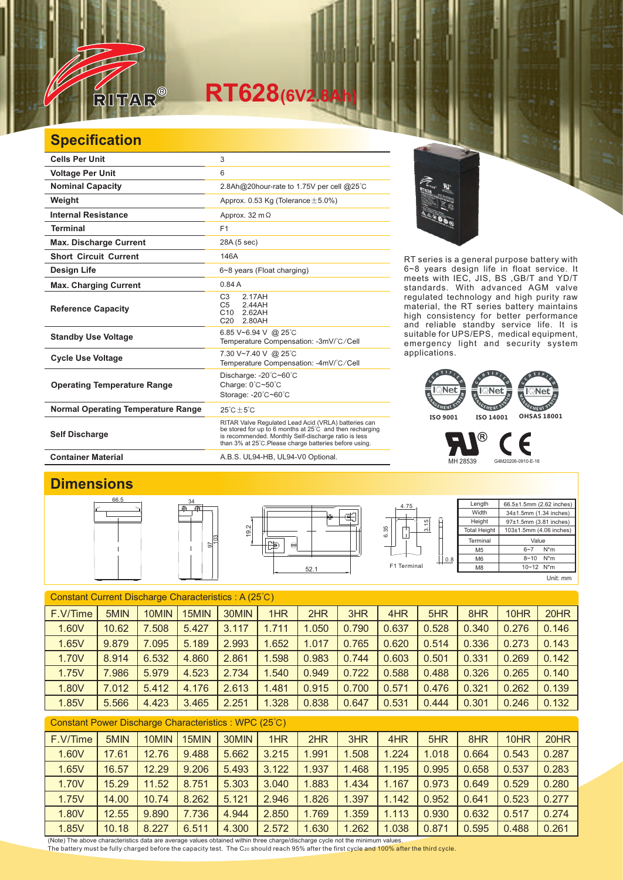# RT628(6V2.8Ah)

## Specification

| Specification | |
|---|---|
| Cells Per Unit | 3 |
| Voltage Per Unit | 6 |
| Nominal Capacity | 2.8Ah@20hour-rate to 1.75V per cell @25℃ |
| Weight | Approx. 0.53 Kg (Tolerance±5.0%) |
| Internal Resistance | Approx. 32 mΩ |
| Terminal | F1 |
| Max. Discharge Current | 28A (5 sec) |
| Short Circuit Current | 146A |
| Design Life | 6~8 years (Float charging) |
| Max. Charging Current | 0.84 A |
| Reference Capacity | C3 2.17AH<br>C5 2.44AH<br>C10 2.62AH<br>C20 2.80AH |
| Standby Use Voltage | 6.85 V~6.94 V @ 25℃<br>Temperature Compensation: -3mV/℃/Cell |
| Cycle Use Voltage | 7.30 V~7.40 V @ 25℃<br>Temperature Compensation: -4mV/℃/Cell |
| Operating Temperature Range | Discharge: -20℃~60℃<br>Charge: 0℃~50℃<br>Storage: -20℃~60℃ |
| Normal Operating Temperature Range | 25℃±5℃ |
| Self Discharge | RITAR Valve Regulated Lead Acid (VRLA) batteries can be stored for up to 6 months at 25℃ and then recharging is recommended. Monthly Self-discharge ratio is less than 3% at 25℃.Please charge batteries before using. |
| Container Material | A.B.S. UL94-HB, UL94-V0 Optional. |

RT series is a general purpose battery with 6~8 years design life in float service. It meets with IEC, JIS, BS ,GB/T and YD/T standards. With advanced AGM valve regulated technology and high purity raw material, the RT series battery maintains high consistency for better performance and reliable standby service life. It is suitable for UPS/EPS, medical equipment, emergency light and security system applications.

ISO 9001 ISO 14001 OHSAS 18001

MH 28539 G4M20206-0910-E-16

## Dimensions

| Length | 66.5±1.5mm (2.62 inches) |
|---|---|
| Width | 34±1.5mm (1.34 inches) |
| Height | 97±1.5mm (3.81 inches) |
| Total Height | 103±1.5mm (4.06 inches) |

| Terminal | Value |
|---|---|
| M5 | 6~7 N*m |
| M6 | 8~10 N*m |
| M8 | 10~12 N*m |

F1 Terminal

Unit: mm

Constant Current Discharge Characteristics : A (25℃)

| F.V/Time | 5MIN | 10MIN | 15MIN | 30MIN | 1HR | 2HR | 3HR | 4HR | 5HR | 8HR | 10HR | 20HR |
|---|---|---|---|---|---|---|---|---|---|---|---|---|
| 1.60V | 10.62 | 7.508 | 5.427 | 3.117 | 1.711 | 1.050 | 0.790 | 0.637 | 0.528 | 0.340 | 0.276 | 0.146 |
| 1.65V | 9.879 | 7.095 | 5.189 | 2.993 | 1.652 | 1.017 | 0.765 | 0.620 | 0.514 | 0.336 | 0.273 | 0.143 |
| 1.70V | 8.914 | 6.532 | 4.860 | 2.861 | 1.598 | 0.983 | 0.744 | 0.603 | 0.501 | 0.331 | 0.269 | 0.142 |
| 1.75V | 7.986 | 5.979 | 4.523 | 2.734 | 1.540 | 0.949 | 0.722 | 0.588 | 0.488 | 0.326 | 0.265 | 0.140 |
| 1.80V | 7.012 | 5.412 | 4.176 | 2.613 | 1.481 | 0.915 | 0.700 | 0.571 | 0.476 | 0.321 | 0.262 | 0.139 |
| 1.85V | 5.566 | 4.423 | 3.465 | 2.251 | 1.328 | 0.838 | 0.647 | 0.531 | 0.444 | 0.301 | 0.246 | 0.132 |

Constant Power Discharge Characteristics : WPC (25℃)

| F.V/Time | 5MIN | 10MIN | 15MIN | 30MIN | 1HR | 2HR | 3HR | 4HR | 5HR | 8HR | 10HR | 20HR |
|---|---|---|---|---|---|---|---|---|---|---|---|---|
| 1.60V | 17.61 | 12.76 | 9.488 | 5.662 | 3.215 | 1.991 | 1.508 | 1.224 | 1.018 | 0.664 | 0.543 | 0.287 |
| 1.65V | 16.57 | 12.29 | 9.206 | 5.493 | 3.122 | 1.937 | 1.468 | 1.195 | 0.995 | 0.658 | 0.537 | 0.283 |
| 1.70V | 15.29 | 11.52 | 8.751 | 5.303 | 3.040 | 1.883 | 1.434 | 1.167 | 0.973 | 0.649 | 0.529 | 0.280 |
| 1.75V | 14.00 | 10.74 | 8.262 | 5.121 | 2.946 | 1.826 | 1.397 | 1.142 | 0.952 | 0.641 | 0.523 | 0.277 |
| 1.80V | 12.55 | 9.890 | 7.736 | 4.944 | 2.850 | 1.769 | 1.359 | 1.113 | 0.930 | 0.632 | 0.517 | 0.274 |
| 1.85V | 10.18 | 8.227 | 6.511 | 4.300 | 2.572 | 1.630 | 1.262 | 1.038 | 0.871 | 0.595 | 0.488 | 0.261 |

(Note) The above characteristics data are average values obtained within three charge/discharge cycle not the minimum values.
The battery must be fully charged before the capacity test. The $C_{20}$ should reach 95% after the first cycle and 100% after the third cycle.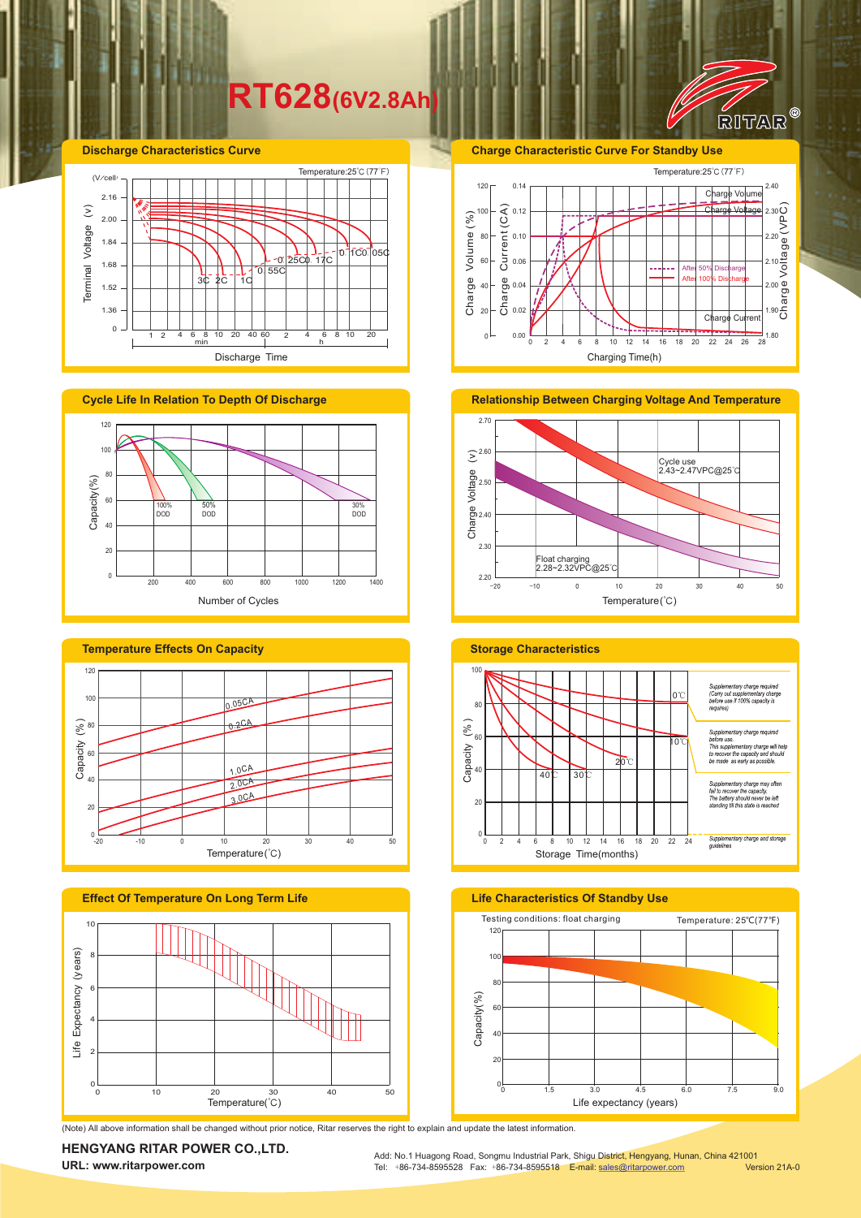# RT628(6V2.8Ah)

RITAR®

## Discharge Characteristics Curve

Temperature:25°C (77°F)

(V/cell)

2.16
2.00
1.84
1.68
1.52
1.36
0

Terminal Voltage (v)

3C 2C 1C 0.55C 0.25C 0.17C 0.1C 0.05C

1 2 4 6 8 10 20 40 60 2 4 6 8 10 20

min h

Discharge Time

## Charge Characteristic Curve For Standby Use

Temperature:25°C (77°F)

Charge Volume (%)

Charge Current (CA)

Charge Voltage (VPC)

Charge Volume

Charge Voltage

After 50% Discharge

After 100% Discharge

Charge Current

0 2 4 6 8 10 12 14 16 18 20 22 24 26 28

Charging Time(h)

## Cycle Life In Relation To Depth Of Discharge

Capacity(%)

100% DOD

50% DOD

30% DOD

200 400 600 800 1000 1200 1400

Number of Cycles

## Relationship Between Charging Voltage And Temperature

Charge Voltage (v)

Cycle use
2.43~2.47VPC@25°C

Float charging
2.28~2.32VPC@25°C

−20 −10 0 10 20 30 40 50

Temperature(°C)

## Temperature Effects On Capacity

Capacity (%)

0.05CA

0.2CA

1.0CA

2.0CA

3.0CA

-20 -10 0 10 20 30 40 50

Temperature(°C)

## Storage Characteristics

Capacity (%)

0°C

10°C

20°C

30°C

40°C

0 2 4 6 8 10 12 14 16 18 20 22 24

Storage Time(months)

*Supplementary charge required (Carry out supplementary charge before use if 100% capacity is requires)*

*Supplementary charge required before use. This supplementary charge will help to recover the capacity and should be made as early as possible.*

*Supplementary charge may often fail to recover the capacity. The battery should never be left standing till this state is reached*

*Supplementary charge and storage guidelines*

## Effect Of Temperature On Long Term Life

Life Expectancy (years)

0 10 20 30 40 50

Temperature(°C)

## Life Characteristics Of Standby Use

Testing conditions: float charging

Temperature: 25°C(77°F)

Capacity(%)

0 1.5 3.0 4.5 6.0 7.5 9.0

Life expectancy (years)

(Note) All above information shall be changed without prior notice, Ritar reserves the right to explain and update the latest information.

**HENGYANG RITAR POWER CO.,LTD.**

**URL: www.ritarpower.com**

Add: No.1 Huagong Road, Songmu Industrial Park, Shigu District, Hengyang, Hunan, China 421001

Tel: +86-734-8595528 Fax: +86-734-8595518 E-mail: sales@ritarpower.com

Version 21A-0